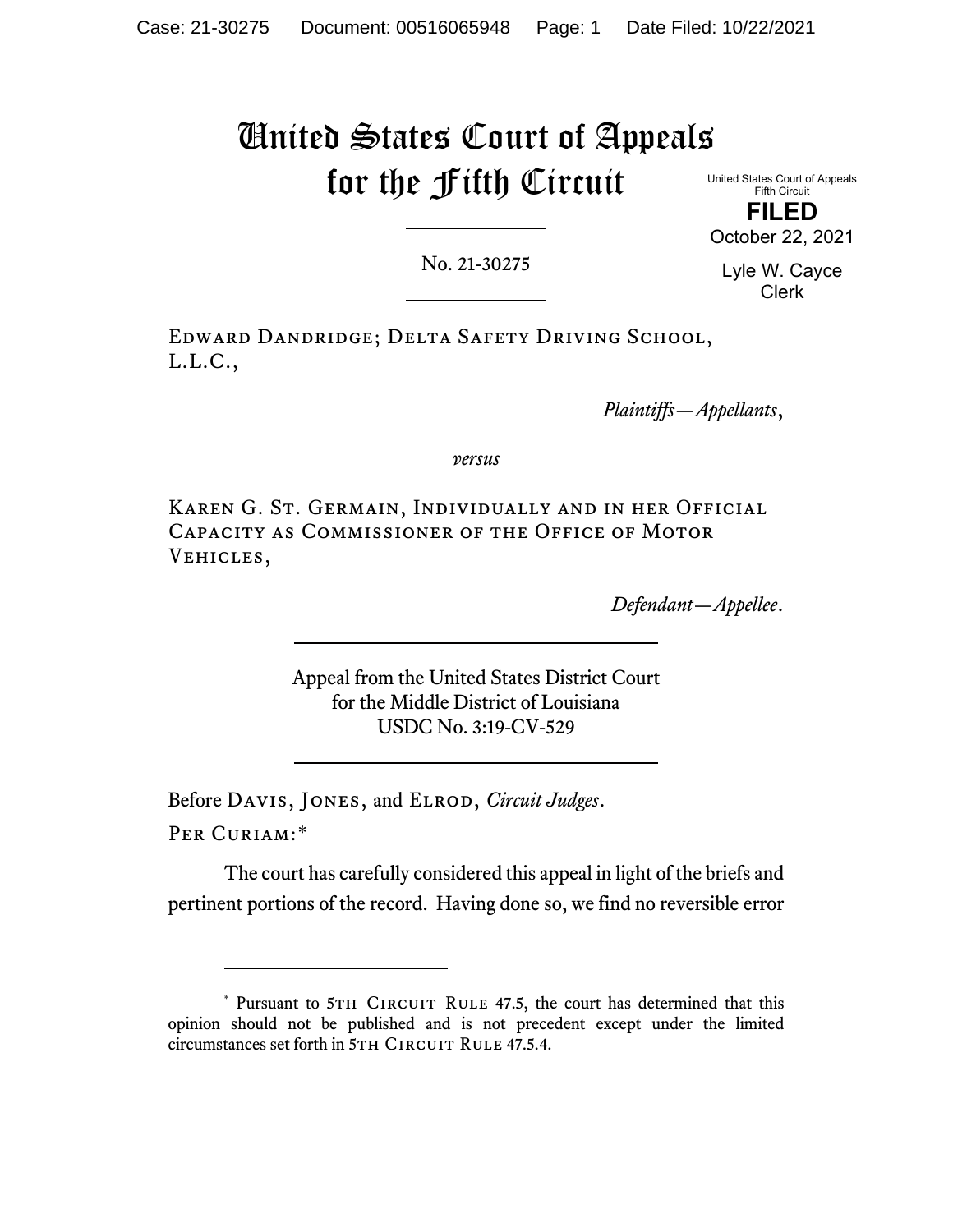# United States Court of Appeals for the Fifth Circuit

United States Court of Appeals
Fifth Circuit

**FILED**

October 22, 2021

Lyle W. Cayce
Clerk

No. 21-30275

---

Edward Dandridge; Delta Safety Driving School, L.L.C.,

*Plaintiffs—Appellants*,

*versus*

Karen G. St. Germain, Individually and in her Official Capacity as Commissioner of the Office of Motor Vehicles,

*Defendant—Appellee*.

---

Appeal from the United States District Court
for the Middle District of Louisiana
USDC No. 3:19-CV-529

---

Before Davis, Jones, and Elrod, *Circuit Judges*.

Per Curiam:*

The court has carefully considered this appeal in light of the briefs and pertinent portions of the record. Having done so, we find no reversible error

---

* Pursuant to 5th Circuit Rule 47.5, the court has determined that this opinion should not be published and is not precedent except under the limited circumstances set forth in 5th Circuit Rule 47.5.4.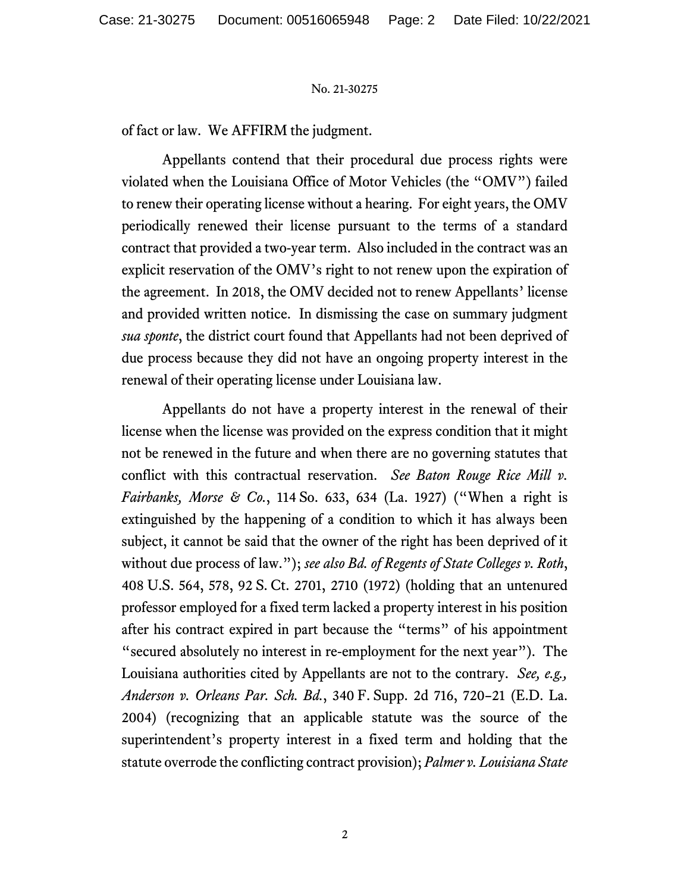of fact or law. We AFFIRM the judgment.

Appellants contend that their procedural due process rights were violated when the Louisiana Office of Motor Vehicles (the "OMV") failed to renew their operating license without a hearing. For eight years, the OMV periodically renewed their license pursuant to the terms of a standard contract that provided a two-year term. Also included in the contract was an explicit reservation of the OMV's right to not renew upon the expiration of the agreement. In 2018, the OMV decided not to renew Appellants' license and provided written notice. In dismissing the case on summary judgment *sua sponte*, the district court found that Appellants had not been deprived of due process because they did not have an ongoing property interest in the renewal of their operating license under Louisiana law.

Appellants do not have a property interest in the renewal of their license when the license was provided on the express condition that it might not be renewed in the future and when there are no governing statutes that conflict with this contractual reservation. *See Baton Rouge Rice Mill v. Fairbanks, Morse & Co.*, 114 So. 633, 634 (La. 1927) ("When a right is extinguished by the happening of a condition to which it has always been subject, it cannot be said that the owner of the right has been deprived of it without due process of law."); *see also Bd. of Regents of State Colleges v. Roth*, 408 U.S. 564, 578, 92 S. Ct. 2701, 2710 (1972) (holding that an untenured professor employed for a fixed term lacked a property interest in his position after his contract expired in part because the "terms" of his appointment "secured absolutely no interest in re-employment for the next year"). The Louisiana authorities cited by Appellants are not to the contrary. *See, e.g., Anderson v. Orleans Par. Sch. Bd.*, 340 F. Supp. 2d 716, 720–21 (E.D. La. 2004) (recognizing that an applicable statute was the source of the superintendent's property interest in a fixed term and holding that the statute overrode the conflicting contract provision); *Palmer v. Louisiana State*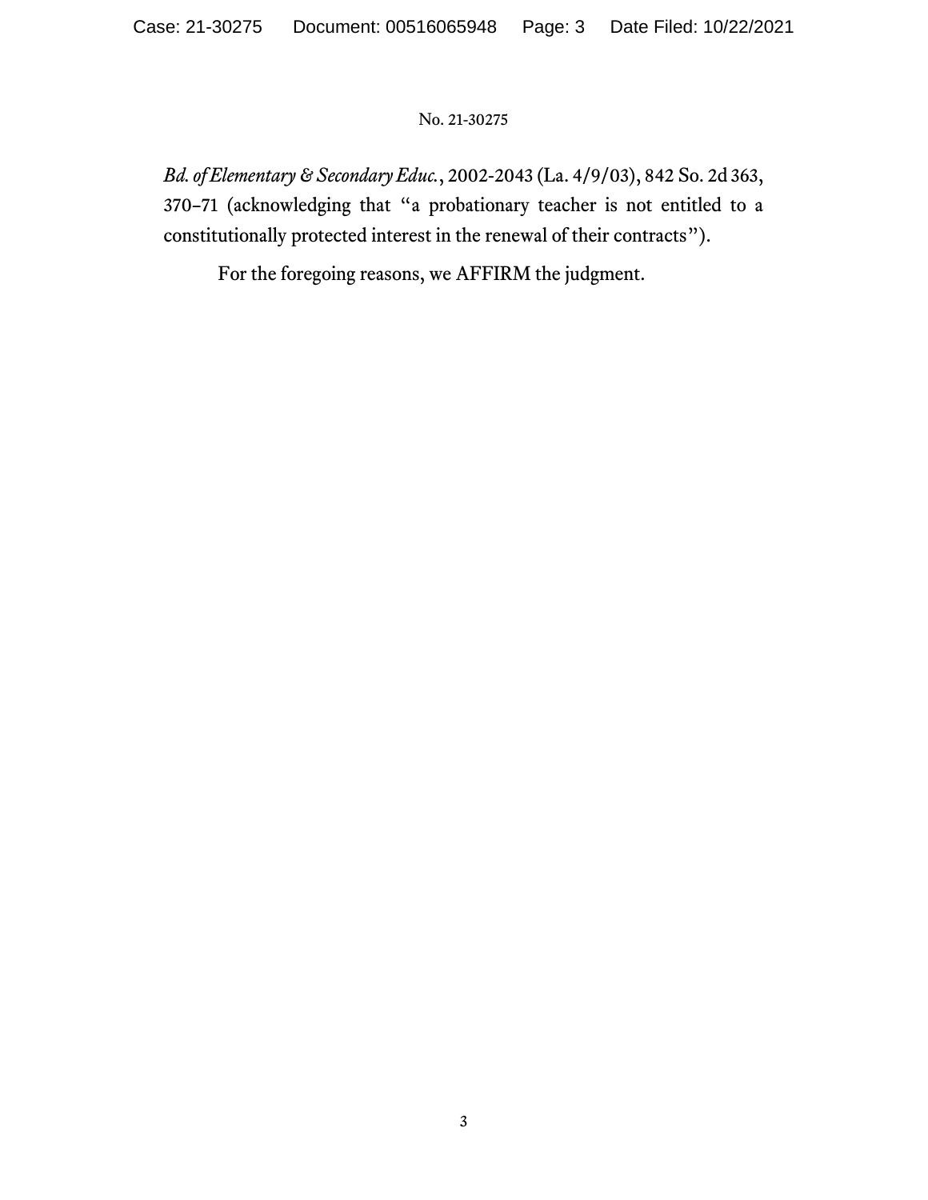*Bd. of Elementary & Secondary Educ.*, 2002-2043 (La. 4/9/03), 842 So. 2d 363, 370–71 (acknowledging that "a probationary teacher is not entitled to a constitutionally protected interest in the renewal of their contracts").

For the foregoing reasons, we AFFIRM the judgment.